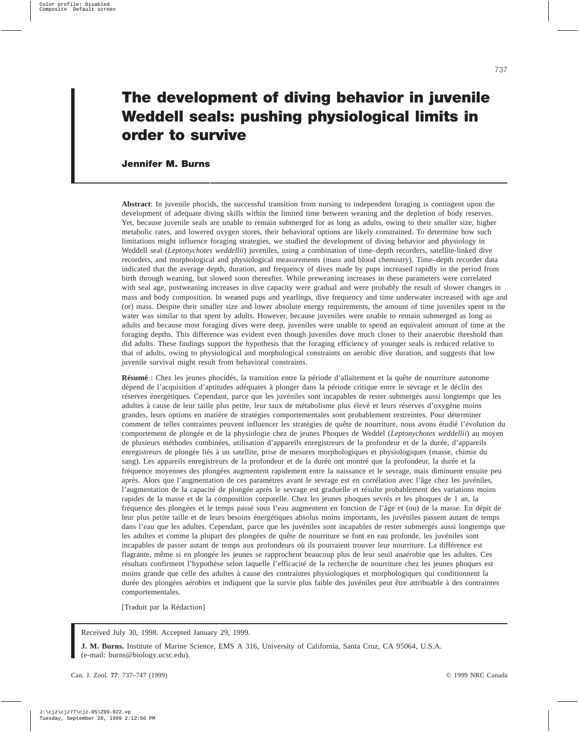# The development of diving behavior in juvenile Weddell seals: pushing physiological limits in order to survive

**Jennifer M. Burns**

**Abstract**: In juvenile phocids, the successful transition from nursing to independent foraging is contingent upon the development of adequate diving skills within the limited time between weaning and the depletion of body reserves. Yet, because juvenile seals are unable to remain submerged for as long as adults, owing to their smaller size, higher metabolic rates, and lowered oxygen stores, their behavioral options are likely constrained. To determine how such limitations might influence foraging strategies, we studied the development of diving behavior and physiology in Weddell seal (*Leptonychotes weddellii*) juveniles, using a combination of time–depth recorders, satellite-linked dive recorders, and morphological and physiological measurements (mass and blood chemistry). Time–depth recorder data indicated that the average depth, duration, and frequency of dives made by pups increased rapidly in the period from birth through weaning, but slowed soon thereafter. While preweaning increases in these parameters were correlated with seal age, postweaning increases in dive capacity were gradual and were probably the result of slower changes in mass and body composition. In weaned pups and yearlings, dive frequency and time underwater increased with age and (or) mass. Despite their smaller size and lower absolute energy requirements, the amount of time juveniles spent in the water was similar to that spent by adults. However, because juveniles were unable to remain submerged as long as adults and because most foraging dives were deep, juveniles were unable to spend an equivalent amount of time at the foraging depths. This difference was evident even though juveniles dove much closer to their anaerobic threshold than did adults. These findings support the hypothesis that the foraging efficiency of younger seals is reduced relative to that of adults, owing to physiological and morphological constraints on aerobic dive duration, and suggests that low juvenile survival might result from behavioral constraints.

**Résumé** : Chez les jeunes phocidés, la transition entre la période d'allaitement et la quête de nourriture autonome dépend de l'acquisition d'aptitudes adéquates à plonger dans la période critique entre le sevrage et le déclin des réserves énergétiques. Cependant, parce que les juvéniles sont incapables de rester submergés aussi longtemps que les adultes à cause de leur taille plus petite, leur taux de métabolisme plus élevé et leurs réserves d'oxygène moins grandes, leurs options en matière de stratégies comportementales sont probablement restreintes. Pour déterminer comment de telles contraintes peuvent influencer les stratégies de quête de nourriture, nous avons étudié l'évolution du comportement de plongée et de la physiologie chez de jeunes Phoques de Weddel (*Leptonychotes weddellii*) au moyen de plusieurs méthodes combinées, utilisation d'appareils enregistreurs de la profondeur et de la durée, d'appareils enregistreurs de plongée liés à un satellite, prise de mesures morphologiques et physiologiques (masse, chimie du sang). Les appareils enregistreurs de la profondeur et de la durée ont montré que la profondeur, la durée et la fréquence moyennes des plongées augmentent rapidement entre la naissance et le sevrage, mais diminuent ensuite peu après. Alors que l'augmentation de ces paramètres avant le sevrage est en corrélation avec l'âge chez les juvéniles, l'augmentation de la capacité de plongée après le sevrage est graduelle et résulte probablement des variations moins rapides de la masse et de la composition corporelle. Chez les jeunes phoques sevrés et les phoques de 1 an, la fréquence des plongées et le temps passé sous l'eau augmentent en fonction de l'âge et (ou) de la masse. En dépit de leur plus petite taille et de leurs besoins énergétiques absolus moins importants, les juvéniles passent autant de temps dans l'eau que les adultes. Cependant, parce que les juvéniles sont incapables de rester submergés aussi longtemps que les adultes et comme la plupart des plongées de quête de nourriture se font en eau profonde, les juvéniles sont incapables de passer autant de temps aux profondeurs où ils pourraient trouver leur nourriture. La différence est flagrante, même si en plongée les jeunes se rapprochent beaucoup plus de leur seuil anaérobie que les adultes. Ces résultats confirment l'hypothèse selon laquelle l'efficacité de la recherche de nourriture chez les jeunes phoques est moins grande que celle des adultes à cause des contraintes physiologiques et morphologiques qui conditionnent la durée des plongées aérobies et indiquent que la survie plus faible des juvéniles peut être attribuable à des contraintes comportementales.

[Traduit par la Rédaction]

Received July 30, 1998. Accepted January 29, 1999.

**J. M. Burns.** Institute of Marine Science, EMS A 316, University of California, Santa Cruz, CA 95064, U.S.A. (e-mail: burns@biology.ucsc.edu).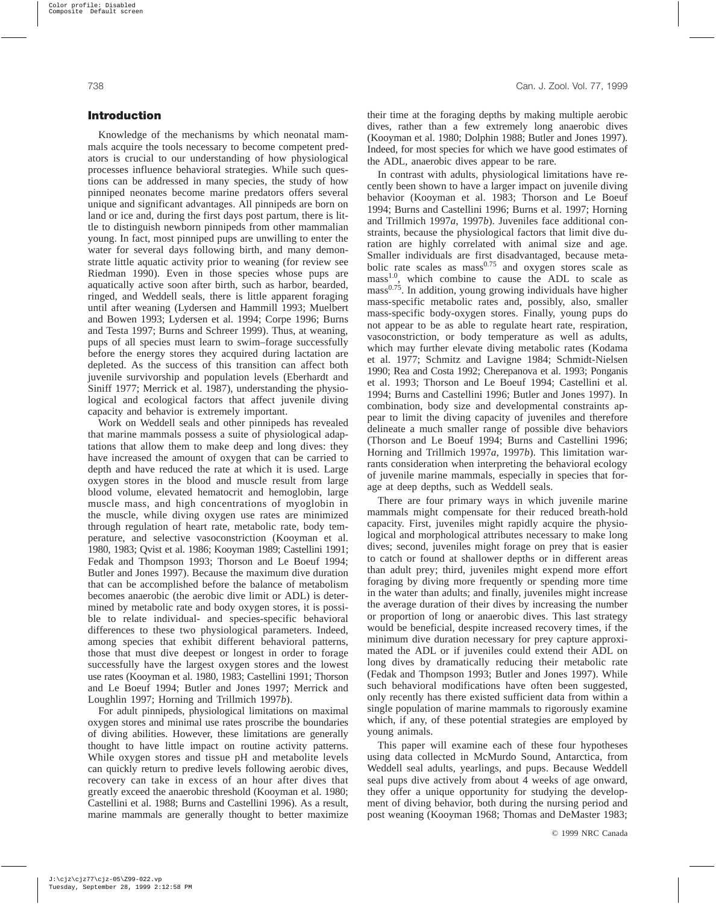## Introduction

Knowledge of the mechanisms by which neonatal mammals acquire the tools necessary to become competent predators is crucial to our understanding of how physiological processes influence behavioral strategies. While such questions can be addressed in many species, the study of how pinniped neonates become marine predators offers several unique and significant advantages. All pinnipeds are born on land or ice and, during the first days post partum, there is little to distinguish newborn pinnipeds from other mammalian young. In fact, most pinniped pups are unwilling to enter the water for several days following birth, and many demonstrate little aquatic activity prior to weaning (for review see Riedman 1990). Even in those species whose pups are aquatically active soon after birth, such as harbor, bearded, ringed, and Weddell seals, there is little apparent foraging until after weaning (Lydersen and Hammill 1993; Muelbert and Bowen 1993; Lydersen et al. 1994; Corpe 1996; Burns and Testa 1997; Burns and Schreer 1999). Thus, at weaning, pups of all species must learn to swim–forage successfully before the energy stores they acquired during lactation are depleted. As the success of this transition can affect both juvenile survivorship and population levels (Eberhardt and Siniff 1977; Merrick et al. 1987), understanding the physiological and ecological factors that affect juvenile diving capacity and behavior is extremely important.

Work on Weddell seals and other pinnipeds has revealed that marine mammals possess a suite of physiological adaptations that allow them to make deep and long dives: they have increased the amount of oxygen that can be carried to depth and have reduced the rate at which it is used. Large oxygen stores in the blood and muscle result from large blood volume, elevated hematocrit and hemoglobin, large muscle mass, and high concentrations of myoglobin in the muscle, while diving oxygen use rates are minimized through regulation of heart rate, metabolic rate, body temperature, and selective vasoconstriction (Kooyman et al. 1980, 1983; Qvist et al. 1986; Kooyman 1989; Castellini 1991; Fedak and Thompson 1993; Thorson and Le Boeuf 1994; Butler and Jones 1997). Because the maximum dive duration that can be accomplished before the balance of metabolism becomes anaerobic (the aerobic dive limit or ADL) is determined by metabolic rate and body oxygen stores, it is possible to relate individual- and species-specific behavioral differences to these two physiological parameters. Indeed, among species that exhibit different behavioral patterns, those that must dive deepest or longest in order to forage successfully have the largest oxygen stores and the lowest use rates (Kooyman et al. 1980, 1983; Castellini 1991; Thorson and Le Boeuf 1994; Butler and Jones 1997; Merrick and Loughlin 1997; Horning and Trillmich 1997*b*).

For adult pinnipeds, physiological limitations on maximal oxygen stores and minimal use rates proscribe the boundaries of diving abilities. However, these limitations are generally thought to have little impact on routine activity patterns. While oxygen stores and tissue pH and metabolite levels can quickly return to predive levels following aerobic dives, recovery can take in excess of an hour after dives that greatly exceed the anaerobic threshold (Kooyman et al. 1980; Castellini et al. 1988; Burns and Castellini 1996). As a result, marine mammals are generally thought to better maximize their time at the foraging depths by making multiple aerobic dives, rather than a few extremely long anaerobic dives (Kooyman et al. 1980; Dolphin 1988; Butler and Jones 1997). Indeed, for most species for which we have good estimates of the ADL, anaerobic dives appear to be rare.

In contrast with adults, physiological limitations have recently been shown to have a larger impact on juvenile diving behavior (Kooyman et al. 1983; Thorson and Le Boeuf 1994; Burns and Castellini 1996; Burns et al. 1997; Horning and Trillmich 1997*a*, 1997*b*). Juveniles face additional constraints, because the physiological factors that limit dive duration are highly correlated with animal size and age. Smaller individuals are first disadvantaged, because metabolic rate scales as $mass^{0.75}$ and oxygen stores scale as $mass^{1.0}$, which combine to cause the ADL to scale as $mass^{0.75}$. In addition, young growing individuals have higher mass-specific metabolic rates and, possibly, also, smaller mass-specific body-oxygen stores. Finally, young pups do not appear to be as able to regulate heart rate, respiration, vasoconstriction, or body temperature as well as adults, which may further elevate diving metabolic rates (Kodama et al. 1977; Schmitz and Lavigne 1984; Schmidt-Nielsen 1990; Rea and Costa 1992; Cherepanova et al. 1993; Ponganis et al. 1993; Thorson and Le Boeuf 1994; Castellini et al. 1994; Burns and Castellini 1996; Butler and Jones 1997). In combination, body size and developmental constraints appear to limit the diving capacity of juveniles and therefore delineate a much smaller range of possible dive behaviors (Thorson and Le Boeuf 1994; Burns and Castellini 1996; Horning and Trillmich 1997*a*, 1997*b*). This limitation warrants consideration when interpreting the behavioral ecology of juvenile marine mammals, especially in species that forage at deep depths, such as Weddell seals.

There are four primary ways in which juvenile marine mammals might compensate for their reduced breath-hold capacity. First, juveniles might rapidly acquire the physiological and morphological attributes necessary to make long dives; second, juveniles might forage on prey that is easier to catch or found at shallower depths or in different areas than adult prey; third, juveniles might expend more effort foraging by diving more frequently or spending more time in the water than adults; and finally, juveniles might increase the average duration of their dives by increasing the number or proportion of long or anaerobic dives. This last strategy would be beneficial, despite increased recovery times, if the minimum dive duration necessary for prey capture approximated the ADL or if juveniles could extend their ADL on long dives by dramatically reducing their metabolic rate (Fedak and Thompson 1993; Butler and Jones 1997). While such behavioral modifications have often been suggested, only recently has there existed sufficient data from within a single population of marine mammals to rigorously examine which, if any, of these potential strategies are employed by young animals.

This paper will examine each of these four hypotheses using data collected in McMurdo Sound, Antarctica, from Weddell seal adults, yearlings, and pups. Because Weddell seal pups dive actively from about 4 weeks of age onward, they offer a unique opportunity for studying the development of diving behavior, both during the nursing period and post weaning (Kooyman 1968; Thomas and DeMaster 1983;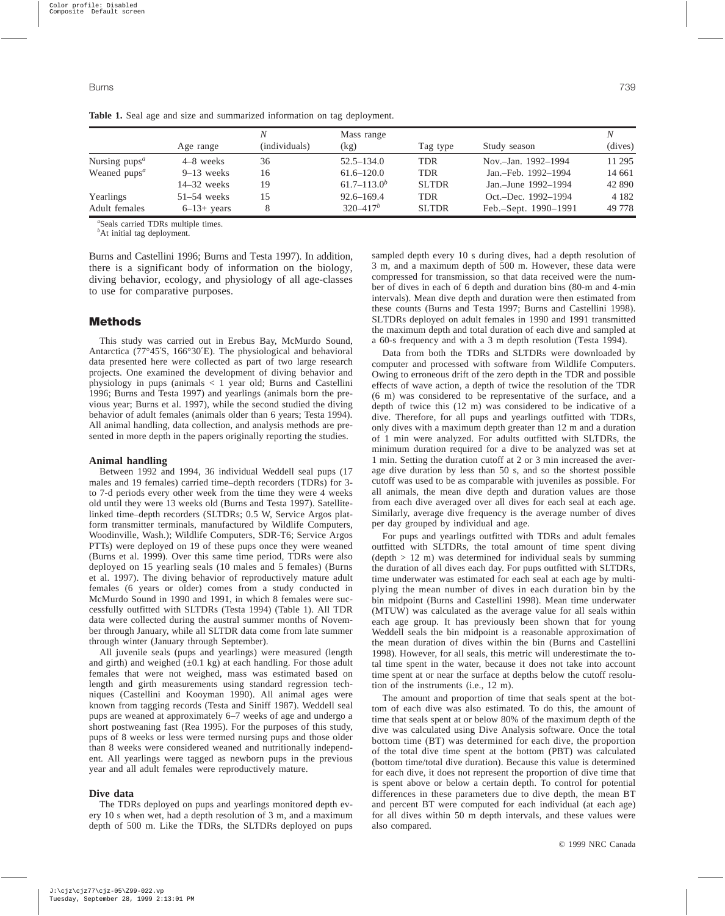**Table 1.** Seal age and size and summarized information on tag deployment.

| | Age range | *N* (individuals) | Mass range (kg) | Tag type | Study season | *N* (dives) |
|---|---|---|---|---|---|---|
| Nursing pups[a] | 4–8 weeks | 36 | 52.5–134.0 | TDR | Nov.–Jan. 1992–1994 | 11 295 |
| Weaned pups[a] | 9–13 weeks | 16 | 61.6–120.0 | TDR | Jan.–Feb. 1992–1994 | 14 661 |
| | 14–32 weeks | 19 | 61.7–113.0[b] | SLTDR | Jan.–June 1992–1994 | 42 890 |
| Yearlings | 51–54 weeks | 15 | 92.6–169.4 | TDR | Oct.–Dec. 1992–1994 | 4 182 |
| Adult females | 6–13+ years | 8 | 320–417[b] | SLTDR | Feb.–Sept. 1990–1991 | 49 778 |

[a]Seals carried TDRs multiple times.
[b]At initial tag deployment.

Burns and Castellini 1996; Burns and Testa 1997). In addition, there is a significant body of information on the biology, diving behavior, ecology, and physiology of all age-classes to use for comparative purposes.

## Methods

This study was carried out in Erebus Bay, McMurdo Sound, Antarctica (77°45′S, 166°30′E). The physiological and behavioral data presented here were collected as part of two large research projects. One examined the development of diving behavior and physiology in pups (animals < 1 year old; Burns and Castellini 1996; Burns and Testa 1997) and yearlings (animals born the previous year; Burns et al. 1997), while the second studied the diving behavior of adult females (animals older than 6 years; Testa 1994). All animal handling, data collection, and analysis methods are presented in more depth in the papers originally reporting the studies.

### Animal handling

Between 1992 and 1994, 36 individual Weddell seal pups (17 males and 19 females) carried time–depth recorders (TDRs) for 3- to 7-d periods every other week from the time they were 4 weeks old until they were 13 weeks old (Burns and Testa 1997). Satellite-linked time–depth recorders (SLTDRs; 0.5 W, Service Argos platform transmitter terminals, manufactured by Wildlife Computers, Woodinville, Wash.); Wildlife Computers, SDR-T6; Service Argos PTTs) were deployed on 19 of these pups once they were weaned (Burns et al. 1999). Over this same time period, TDRs were also deployed on 15 yearling seals (10 males and 5 females) (Burns et al. 1997). The diving behavior of reproductively mature adult females (6 years or older) comes from a study conducted in McMurdo Sound in 1990 and 1991, in which 8 females were successfully outfitted with SLTDRs (Testa 1994) (Table 1). All TDR data were collected during the austral summer months of November through January, while all SLTDR data come from late summer through winter (January through September).

All juvenile seals (pups and yearlings) were measured (length and girth) and weighed (±0.1 kg) at each handling. For those adult females that were not weighed, mass was estimated based on length and girth measurements using standard regression techniques (Castellini and Kooyman 1990). All animal ages were known from tagging records (Testa and Siniff 1987). Weddell seal pups are weaned at approximately 6–7 weeks of age and undergo a short postweaning fast (Rea 1995). For the purposes of this study, pups of 8 weeks or less were termed nursing pups and those older than 8 weeks were considered weaned and nutritionally independent. All yearlings were tagged as newborn pups in the previous year and all adult females were reproductively mature.

### Dive data

The TDRs deployed on pups and yearlings monitored depth every 10 s when wet, had a depth resolution of 3 m, and a maximum depth of 500 m. Like the TDRs, the SLTDRs deployed on pups sampled depth every 10 s during dives, had a depth resolution of 3 m, and a maximum depth of 500 m. However, these data were compressed for transmission, so that data received were the number of dives in each of 6 depth and duration bins (80-m and 4-min intervals). Mean dive depth and duration were then estimated from these counts (Burns and Testa 1997; Burns and Castellini 1998). SLTDRs deployed on adult females in 1990 and 1991 transmitted the maximum depth and total duration of each dive and sampled at a 60-s frequency and with a 3 m depth resolution (Testa 1994).

Data from both the TDRs and SLTDRs were downloaded by computer and processed with software from Wildlife Computers. Owing to erroneous drift of the zero depth in the TDR and possible effects of wave action, a depth of twice the resolution of the TDR (6 m) was considered to be representative of the surface, and a depth of twice this (12 m) was considered to be indicative of a dive. Therefore, for all pups and yearlings outfitted with TDRs, only dives with a maximum depth greater than 12 m and a duration of 1 min were analyzed. For adults outfitted with SLTDRs, the minimum duration required for a dive to be analyzed was set at 1 min. Setting the duration cutoff at 2 or 3 min increased the average dive duration by less than 50 s, and so the shortest possible cutoff was used to be as comparable with juveniles as possible. For all animals, the mean dive depth and duration values are those from each dive averaged over all dives for each seal at each age. Similarly, average dive frequency is the average number of dives per day grouped by individual and age.

For pups and yearlings outfitted with TDRs and adult females outfitted with SLTDRs, the total amount of time spent diving (depth > 12 m) was determined for individual seals by summing the duration of all dives each day. For pups outfitted with SLTDRs, time underwater was estimated for each seal at each age by multiplying the mean number of dives in each duration bin by the bin midpoint (Burns and Castellini 1998). Mean time underwater (MTUW) was calculated as the average value for all seals within each age group. It has previously been shown that for young Weddell seals the bin midpoint is a reasonable approximation of the mean duration of dives within the bin (Burns and Castellini 1998). However, for all seals, this metric will underestimate the total time spent in the water, because it does not take into account time spent at or near the surface at depths below the cutoff resolution of the instruments (i.e., 12 m).

The amount and proportion of time that seals spent at the bottom of each dive was also estimated. To do this, the amount of time that seals spent at or below 80% of the maximum depth of the dive was calculated using Dive Analysis software. Once the total bottom time (BT) was determined for each dive, the proportion of the total dive time spent at the bottom (PBT) was calculated (bottom time/total dive duration). Because this value is determined for each dive, it does not represent the proportion of dive time that is spent above or below a certain depth. To control for potential differences in these parameters due to dive depth, the mean BT and percent BT were computed for each individual (at each age) for all dives within 50 m depth intervals, and these values were also compared.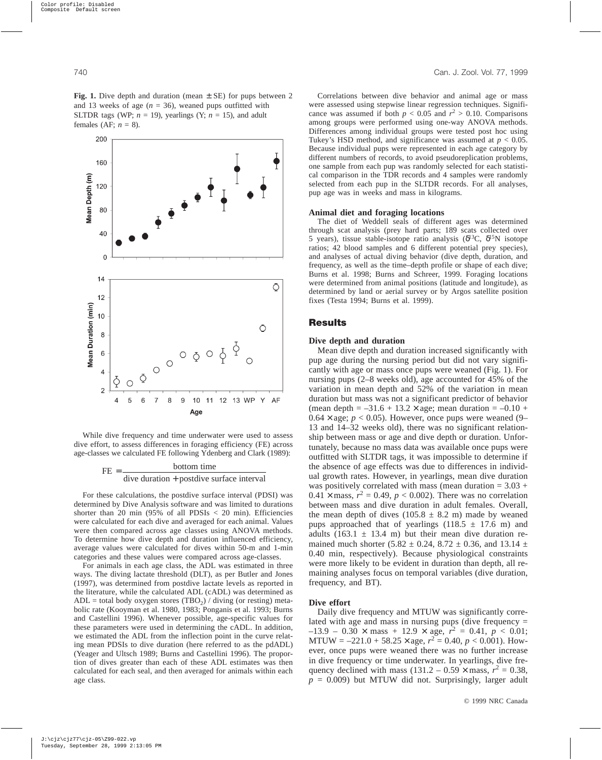**Fig. 1.** Dive depth and duration (mean ± SE) for pups between 2 and 13 weeks of age ($n = 36$), weaned pups outfitted with SLTDR tags (WP; $n = 19$), yearlings (Y; $n = 15$), and adult females (AF; $n = 8$).

While dive frequency and time underwater were used to assess dive effort, to assess differences in foraging efficiency (FE) across age-classes we calculated FE following Ydenberg and Clark (1989):

$$\mathrm{FE} = \frac{\text{bottom time}}{\text{dive duration} + \text{postdive surface interval}}$$

For these calculations, the postdive surface interval (PDSI) was determined by Dive Analysis software and was limited to durations shorter than 20 min (95% of all PDSIs < 20 min). Efficiencies were calculated for each dive and averaged for each animal. Values were then compared across age classes using ANOVA methods. To determine how dive depth and duration influenced efficiency, average values were calculated for dives within 50-m and 1-min categories and these values were compared across age-classes.

For animals in each age class, the ADL was estimated in three ways. The diving lactate threshold (DLT), as per Butler and Jones (1997), was determined from postdive lactate levels as reported in the literature, while the calculated ADL (cADL) was determined as ADL = total body oxygen stores ($TBO_2$) / diving (or resting) metabolic rate (Kooyman et al. 1980, 1983; Ponganis et al. 1993; Burns and Castellini 1996). Whenever possible, age-specific values for these parameters were used in determining the cADL. In addition, we estimated the ADL from the inflection point in the curve relating mean PDSIs to dive duration (here referred to as the pdADL) (Yeager and Ultsch 1989; Burns and Castellini 1996). The proportion of dives greater than each of these ADL estimates was then calculated for each seal, and then averaged for animals within each age class.

Correlations between dive behavior and animal age or mass were assessed using stepwise linear regression techniques. Significance was assumed if both $p < 0.05$ and $r^2 > 0.10$. Comparisons among groups were performed using one-way ANOVA methods. Differences among individual groups were tested post hoc using Tukey's HSD method, and significance was assumed at $p < 0.05$. Because individual pups were represented in each age category by different numbers of records, to avoid pseudoreplication problems, one sample from each pup was randomly selected for each statistical comparison in the TDR records and 4 samples were randomly selected from each pup in the SLTDR records. For all analyses, pup age was in weeks and mass in kilograms.

### Animal diet and foraging locations

The diet of Weddell seals of different ages was determined through scat analysis (prey hard parts; 189 scats collected over 5 years), tissue stable-isotope ratio analysis ($\delta^{13}C$, $\delta^{15}N$ isotope ratios; 42 blood samples and 6 different potential prey species), and analyses of actual diving behavior (dive depth, duration, and frequency, as well as the time–depth profile or shape of each dive; Burns et al. 1998; Burns and Schreer, 1999. Foraging locations were determined from animal positions (latitude and longitude), as determined by land or aerial survey or by Argos satellite position fixes (Testa 1994; Burns et al. 1999).

## Results

### Dive depth and duration

Mean dive depth and duration increased significantly with pup age during the nursing period but did not vary significantly with age or mass once pups were weaned (Fig. 1). For nursing pups (2–8 weeks old), age accounted for 45% of the variation in mean depth and 52% of the variation in mean duration but mass was not a significant predictor of behavior (mean depth = –31.6 + 13.2 × age; mean duration = –0.10 + 0.64 × age; $p < 0.05$). However, once pups were weaned (9–13 and 14–32 weeks old), there was no significant relationship between mass or age and dive depth or duration. Unfortunately, because no mass data was available once pups were outfitted with SLTDR tags, it was impossible to determine if the absence of age effects was due to differences in individual growth rates. However, in yearlings, mean dive duration was positively correlated with mass (mean duration = 3.03 + 0.41 × mass, $r^2 = 0.49$, $p < 0.002$). There was no correlation between mass and dive duration in adult females. Overall, the mean depth of dives (105.8 ± 8.2 m) made by weaned pups approached that of yearlings (118.5 ± 17.6 m) and adults (163.1 ± 13.4 m) but their mean dive duration remained much shorter (5.82 ± 0.24, 8.72 ± 0.36, and 13.14 ± 0.40 min, respectively). Because physiological constraints were more likely to be evident in duration than depth, all remaining analyses focus on temporal variables (dive duration, frequency, and BT).

### Dive effort

Daily dive frequency and MTUW was significantly correlated with age and mass in nursing pups (dive frequency = –13.9 – 0.30 × mass + 12.9 × age, $r^2 = 0.41$, $p < 0.01$; MTUW = –221.0 + 58.25 × age, $r^2 = 0.40$, $p < 0.001$). However, once pups were weaned there was no further increase in dive frequency or time underwater. In yearlings, dive frequency declined with mass (131.2 – 0.59 × mass, $r^2 = 0.38$, $p = 0.009$) but MTUW did not. Surprisingly, larger adult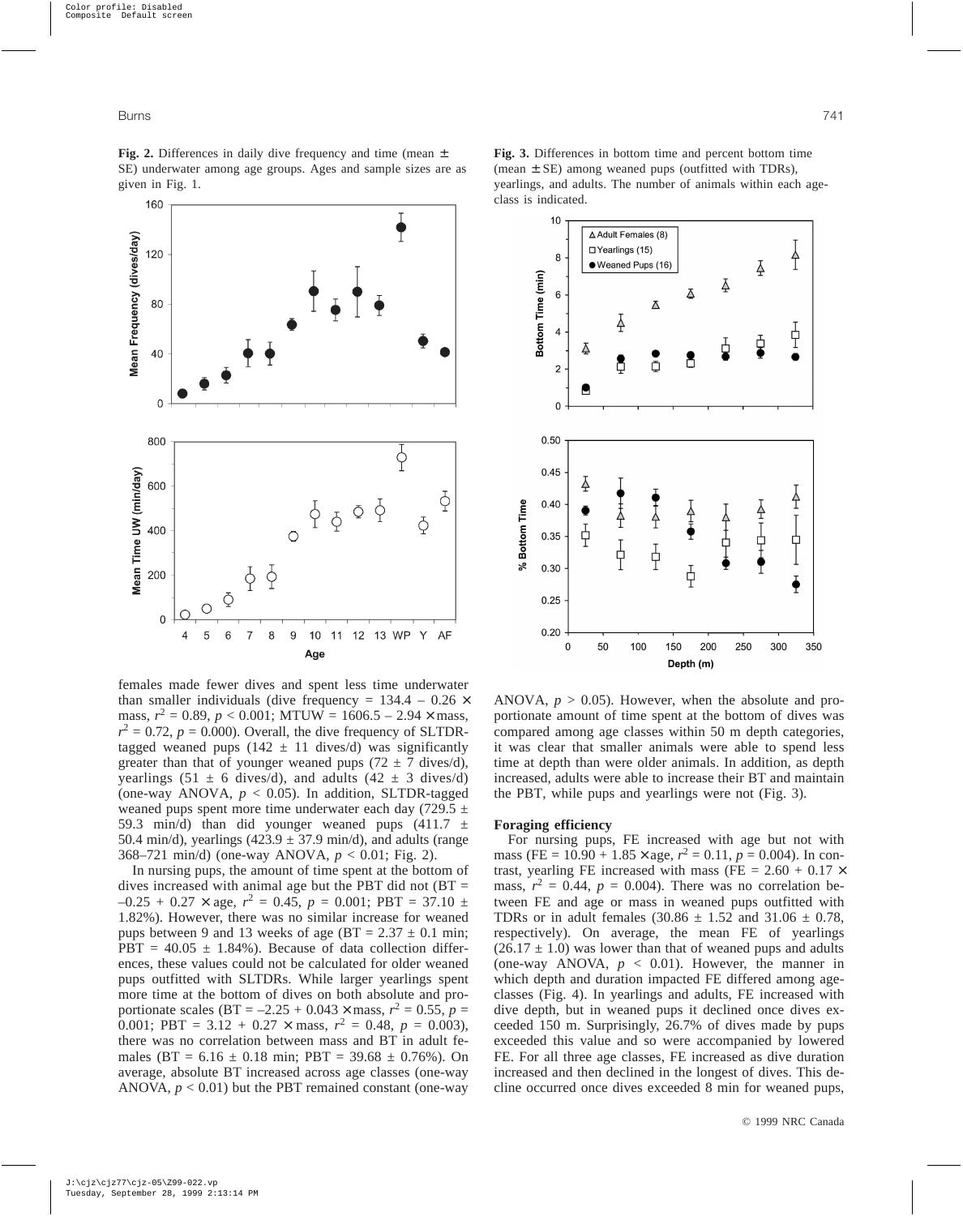**Fig. 2.** Differences in daily dive frequency and time (mean ± SE) underwater among age groups. Ages and sample sizes are as given in Fig. 1.

**Fig. 3.** Differences in bottom time and percent bottom time (mean ± SE) among weaned pups (outfitted with TDRs), yearlings, and adults. The number of animals within each age-class is indicated.

females made fewer dives and spent less time underwater than smaller individuals (dive frequency = 134.4 – 0.26 × mass, $r^2 = 0.89$, $p < 0.001$; MTUW = 1606.5 – 2.94 × mass, $r^2 = 0.72$, $p = 0.000$). Overall, the dive frequency of SLTDR-tagged weaned pups (142 ± 11 dives/d) was significantly greater than that of younger weaned pups (72 ± 7 dives/d), yearlings (51 ± 6 dives/d), and adults (42 ± 3 dives/d) (one-way ANOVA, $p < 0.05$). In addition, SLTDR-tagged weaned pups spent more time underwater each day (729.5 ± 59.3 min/d) than did younger weaned pups (411.7 ± 50.4 min/d), yearlings (423.9 ± 37.9 min/d), and adults (range 368–721 min/d) (one-way ANOVA, $p < 0.01$; Fig. 2).

In nursing pups, the amount of time spent at the bottom of dives increased with animal age but the PBT did not (BT = –0.25 + 0.27 × age, $r^2 = 0.45$, $p = 0.001$; PBT = 37.10 ± 1.82%). However, there was no similar increase for weaned pups between 9 and 13 weeks of age (BT = 2.37 ± 0.1 min; PBT = 40.05 ± 1.84%). Because of data collection differences, these values could not be calculated for older weaned pups outfitted with SLTDRs. While larger yearlings spent more time at the bottom of dives on both absolute and proportionate scales (BT = –2.25 + 0.043 × mass, $r^2 = 0.55$, $p = 0.001$; PBT = 3.12 + 0.27 × mass, $r^2 = 0.48$, $p = 0.003$), there was no correlation between mass and BT in adult females (BT = 6.16 ± 0.18 min; PBT = 39.68 ± 0.76%). On average, absolute BT increased across age classes (one-way ANOVA, $p < 0.01$) but the PBT remained constant (one-way ANOVA, $p > 0.05$). However, when the absolute and proportionate amount of time spent at the bottom of dives was compared among age classes within 50 m depth categories, it was clear that smaller animals were able to spend less time at depth than were older animals. In addition, as depth increased, adults were able to increase their BT and maintain the PBT, while pups and yearlings were not (Fig. 3).

### Foraging efficiency

For nursing pups, FE increased with age but not with mass (FE = 10.90 + 1.85 × age, $r^2 = 0.11$, $p = 0.004$). In contrast, yearling FE increased with mass (FE = 2.60 + 0.17 × mass, $r^2 = 0.44$, $p = 0.004$). There was no correlation between FE and age or mass in weaned pups outfitted with TDRs or in adult females (30.86 ± 1.52 and 31.06 ± 0.78, respectively). On average, the mean FE of yearlings (26.17 ± 1.0) was lower than that of weaned pups and adults (one-way ANOVA, $p < 0.01$). However, the manner in which depth and duration impacted FE differed among age-classes (Fig. 4). In yearlings and adults, FE increased with dive depth, but in weaned pups it declined once dives exceeded 150 m. Surprisingly, 26.7% of dives made by pups exceeded this value and so were accompanied by lowered FE. For all three age classes, FE increased as dive duration increased and then declined in the longest of dives. This decline occurred once dives exceeded 8 min for weaned pups,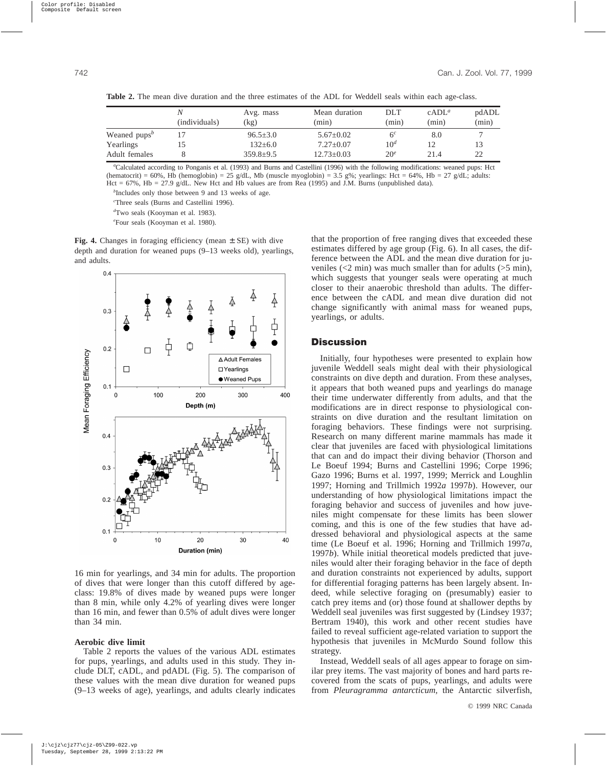**Table 2.** The mean dive duration and the three estimates of the ADL for Weddell seals within each age-class.

| | $N$ (individuals) | Avg. mass (kg) | Mean duration (min) | DLT (min) | cADL[a] (min) | pdADL (min) |
|---|---|---|---|---|---|---|
| Weaned pups[b] | 17 | 96.5±3.0 | 5.67±0.02 | 6[c] | 8.0 | 7 |
| Yearlings | 15 | 132±6.0 | 7.27±0.07 | 10[d] | 12 | 13 |
| Adult females | 8 | 359.8±9.5 | 12.73±0.03 | 20[e] | 21.4 | 22 |

[a]Calculated according to Ponganis et al. (1993) and Burns and Castellini (1996) with the following modifications: weaned pups: Hct (hematocrit) = 60%, Hb (hemoglobin) = 25 g/dL, Mb (muscle myoglobin) = 3.5 g%; yearlings: Hct = 64%, Hb = 27 g/dL; adults: Hct = 67%, Hb = 27.9 g/dL. New Hct and Hb values are from Rea (1995) and J.M. Burns (unpublished data).

[b]Includes only those between 9 and 13 weeks of age.

[c]Three seals (Burns and Castellini 1996).

[d]Two seals (Kooyman et al. 1983).

[e]Four seals (Kooyman et al. 1980).

**Fig. 4.** Changes in foraging efficiency (mean ± SE) with dive depth and duration for weaned pups (9–13 weeks old), yearlings, and adults.

16 min for yearlings, and 34 min for adults. The proportion of dives that were longer than this cutoff differed by age-class: 19.8% of dives made by weaned pups were longer than 8 min, while only 4.2% of yearling dives were longer than 16 min, and fewer than 0.5% of adult dives were longer than 34 min.

### Aerobic dive limit

Table 2 reports the values of the various ADL estimates for pups, yearlings, and adults used in this study. They include DLT, cADL, and pdADL (Fig. 5). The comparison of these values with the mean dive duration for weaned pups (9–13 weeks of age), yearlings, and adults clearly indicates that the proportion of free ranging dives that exceeded these estimates differed by age group (Fig. 6). In all cases, the difference between the ADL and the mean dive duration for juveniles (<2 min) was much smaller than for adults (>5 min), which suggests that younger seals were operating at much closer to their anaerobic threshold than adults. The difference between the cADL and mean dive duration did not change significantly with animal mass for weaned pups, yearlings, or adults.

## Discussion

Initially, four hypotheses were presented to explain how juvenile Weddell seals might deal with their physiological constraints on dive depth and duration. From these analyses, it appears that both weaned pups and yearlings do manage their time underwater differently from adults, and that the modifications are in direct response to physiological constraints on dive duration and the resultant limitation on foraging behaviors. These findings were not surprising. Research on many different marine mammals has made it clear that juveniles are faced with physiological limitations that can and do impact their diving behavior (Thorson and Le Boeuf 1994; Burns and Castellini 1996; Corpe 1996; Gazo 1996; Burns et al. 1997, 1999; Merrick and Loughlin 1997; Horning and Trillmich 1992*a* 1997*b*). However, our understanding of how physiological limitations impact the foraging behavior and success of juveniles and how juveniles might compensate for these limits has been slower coming, and this is one of the few studies that have addressed behavioral and physiological aspects at the same time (Le Boeuf et al. 1996; Horning and Trillmich 1997*a*, 1997*b*). While initial theoretical models predicted that juveniles would alter their foraging behavior in the face of depth and duration constraints not experienced by adults, support for differential foraging patterns has been largely absent. Indeed, while selective foraging on (presumably) easier to catch prey items and (or) those found at shallower depths by Weddell seal juveniles was first suggested by (Lindsey 1937; Bertram 1940), this work and other recent studies have failed to reveal sufficient age-related variation to support the hypothesis that juveniles in McMurdo Sound follow this strategy.

Instead, Weddell seals of all ages appear to forage on similar prey items. The vast majority of bones and hard parts recovered from the scats of pups, yearlings, and adults were from *Pleuragramma antarcticum*, the Antarctic silverfish,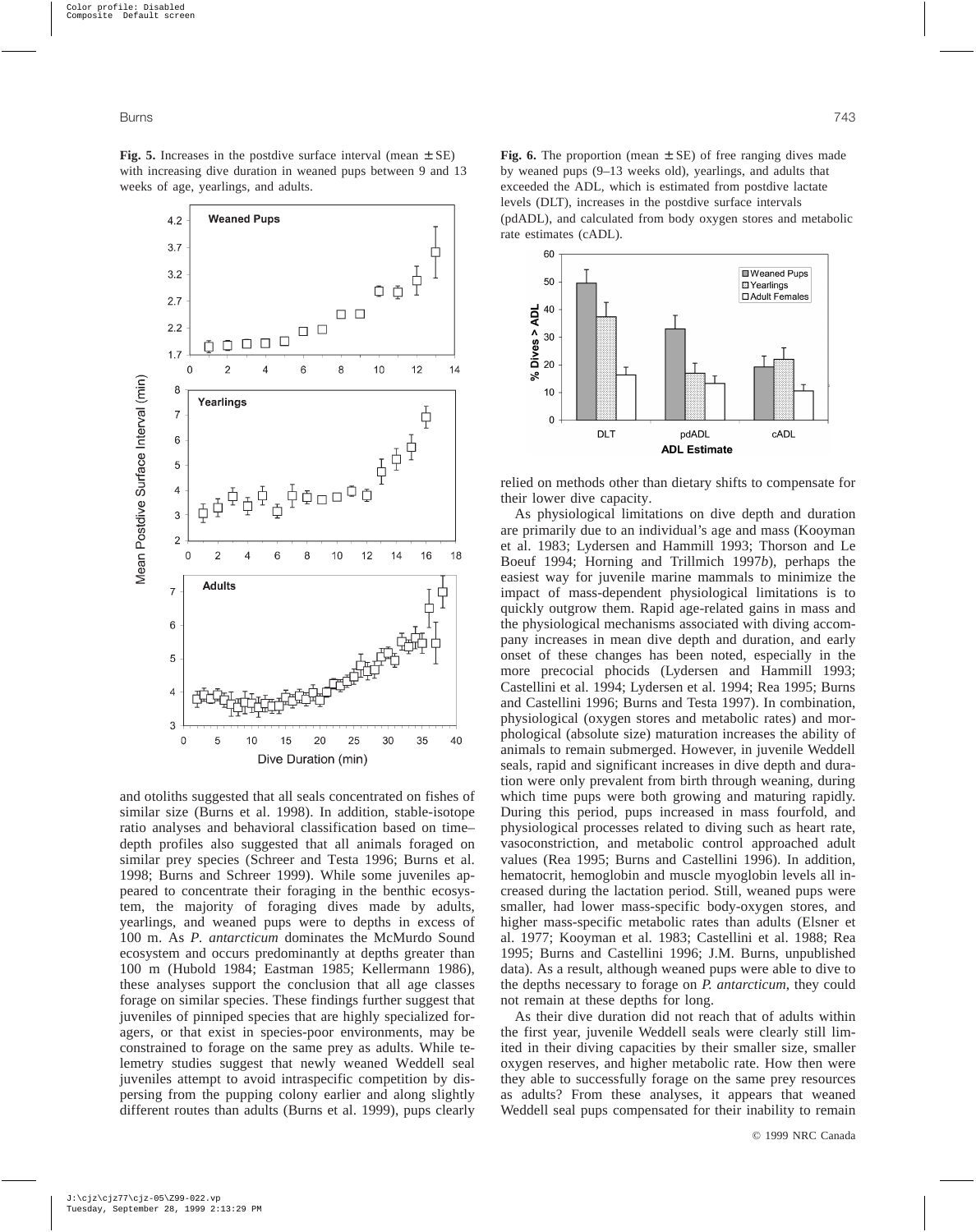**Fig. 5.** Increases in the postdive surface interval (mean ± SE) with increasing dive duration in weaned pups between 9 and 13 weeks of age, yearlings, and adults.

**Fig. 6.** The proportion (mean ± SE) of free ranging dives made by weaned pups (9–13 weeks old), yearlings, and adults that exceeded the ADL, which is estimated from postdive lactate levels (DLT), increases in the postdive surface intervals (pdADL), and calculated from body oxygen stores and metabolic rate estimates (cADL).

and otoliths suggested that all seals concentrated on fishes of similar size (Burns et al. 1998). In addition, stable-isotope ratio analyses and behavioral classification based on time–depth profiles also suggested that all animals foraged on similar prey species (Schreer and Testa 1996; Burns et al. 1998; Burns and Schreer 1999). While some juveniles appeared to concentrate their foraging in the benthic ecosystem, the majority of foraging dives made by adults, yearlings, and weaned pups were to depths in excess of 100 m. As *P. antarcticum* dominates the McMurdo Sound ecosystem and occurs predominantly at depths greater than 100 m (Hubold 1984; Eastman 1985; Kellermann 1986), these analyses support the conclusion that all age classes forage on similar species. These findings further suggest that juveniles of pinniped species that are highly specialized foragers, or that exist in species-poor environments, may be constrained to forage on the same prey as adults. While telemetry studies suggest that newly weaned Weddell seal juveniles attempt to avoid intraspecific competition by dispersing from the pupping colony earlier and along slightly different routes than adults (Burns et al. 1999), pups clearly relied on methods other than dietary shifts to compensate for their lower dive capacity.

As physiological limitations on dive depth and duration are primarily due to an individual's age and mass (Kooyman et al. 1983; Lydersen and Hammill 1993; Thorson and Le Boeuf 1994; Horning and Trillmich 1997*b*), perhaps the easiest way for juvenile marine mammals to minimize the impact of mass-dependent physiological limitations is to quickly outgrow them. Rapid age-related gains in mass and the physiological mechanisms associated with diving accompany increases in mean dive depth and duration, and early onset of these changes has been noted, especially in the more precocial phocids (Lydersen and Hammill 1993; Castellini et al. 1994; Lydersen et al. 1994; Rea 1995; Burns and Castellini 1996; Burns and Testa 1997). In combination, physiological (oxygen stores and metabolic rates) and morphological (absolute size) maturation increases the ability of animals to remain submerged. However, in juvenile Weddell seals, rapid and significant increases in dive depth and duration were only prevalent from birth through weaning, during which time pups were both growing and maturing rapidly. During this period, pups increased in mass fourfold, and physiological processes related to diving such as heart rate, vasoconstriction, and metabolic control approached adult values (Rea 1995; Burns and Castellini 1996). In addition, hematocrit, hemoglobin and muscle myoglobin levels all increased during the lactation period. Still, weaned pups were smaller, had lower mass-specific body-oxygen stores, and higher mass-specific metabolic rates than adults (Elsner et al. 1977; Kooyman et al. 1983; Castellini et al. 1988; Rea 1995; Burns and Castellini 1996; J.M. Burns, unpublished data). As a result, although weaned pups were able to dive to the depths necessary to forage on *P. antarcticum*, they could not remain at these depths for long.

As their dive duration did not reach that of adults within the first year, juvenile Weddell seals were clearly still limited in their diving capacities by their smaller size, smaller oxygen reserves, and higher metabolic rate. How then were they able to successfully forage on the same prey resources as adults? From these analyses, it appears that weaned Weddell seal pups compensated for their inability to remain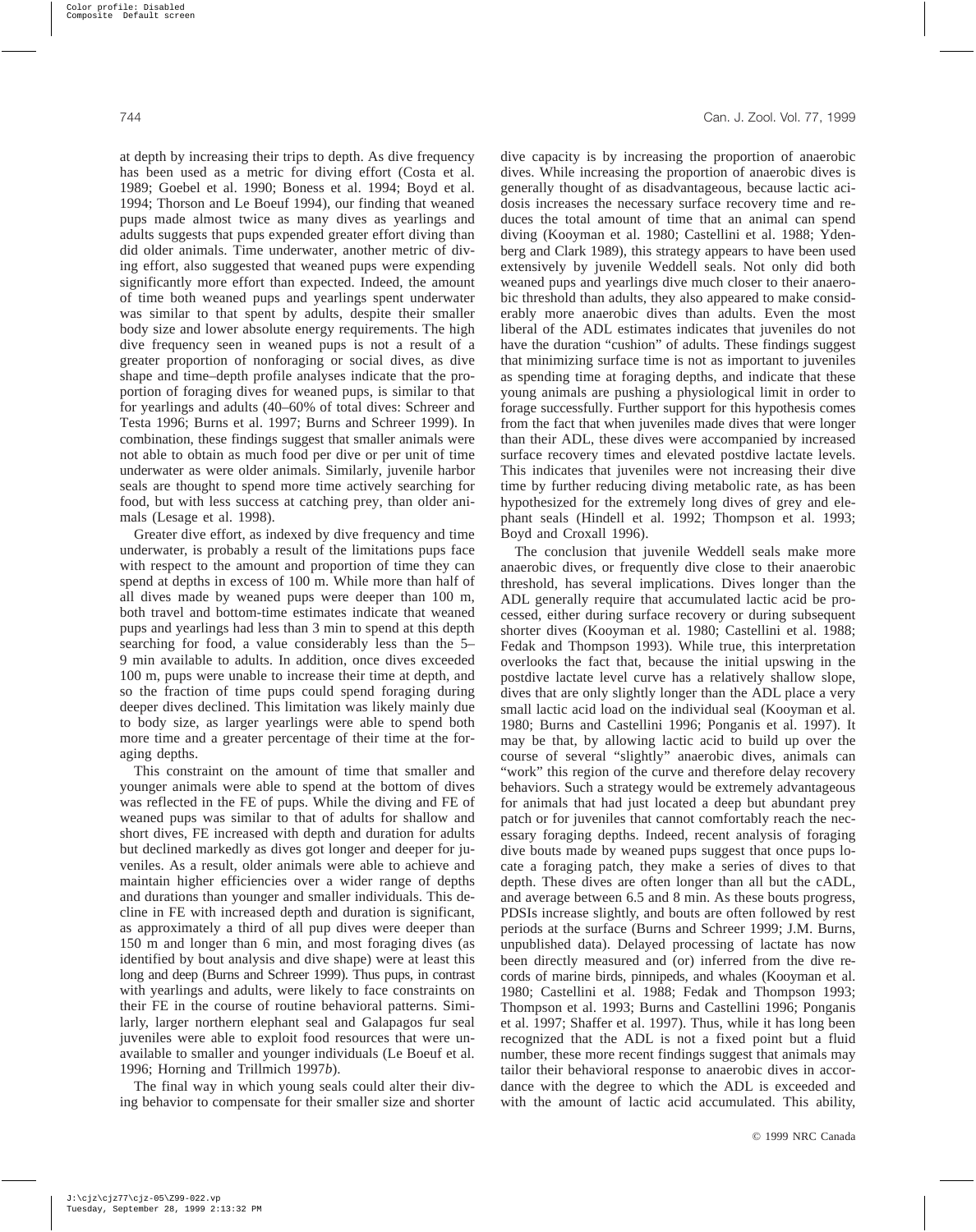at depth by increasing their trips to depth. As dive frequency has been used as a metric for diving effort (Costa et al. 1989; Goebel et al. 1990; Boness et al. 1994; Boyd et al. 1994; Thorson and Le Boeuf 1994), our finding that weaned pups made almost twice as many dives as yearlings and adults suggests that pups expended greater effort diving than did older animals. Time underwater, another metric of diving effort, also suggested that weaned pups were expending significantly more effort than expected. Indeed, the amount of time both weaned pups and yearlings spent underwater was similar to that spent by adults, despite their smaller body size and lower absolute energy requirements. The high dive frequency seen in weaned pups is not a result of a greater proportion of nonforaging or social dives, as dive shape and time–depth profile analyses indicate that the proportion of foraging dives for weaned pups, is similar to that for yearlings and adults (40–60% of total dives: Schreer and Testa 1996; Burns et al. 1997; Burns and Schreer 1999). In combination, these findings suggest that smaller animals were not able to obtain as much food per dive or per unit of time underwater as were older animals. Similarly, juvenile harbor seals are thought to spend more time actively searching for food, but with less success at catching prey, than older animals (Lesage et al. 1998).

Greater dive effort, as indexed by dive frequency and time underwater, is probably a result of the limitations pups face with respect to the amount and proportion of time they can spend at depths in excess of 100 m. While more than half of all dives made by weaned pups were deeper than 100 m, both travel and bottom-time estimates indicate that weaned pups and yearlings had less than 3 min to spend at this depth searching for food, a value considerably less than the 5–9 min available to adults. In addition, once dives exceeded 100 m, pups were unable to increase their time at depth, and so the fraction of time pups could spend foraging during deeper dives declined. This limitation was likely mainly due to body size, as larger yearlings were able to spend both more time and a greater percentage of their time at the foraging depths.

This constraint on the amount of time that smaller and younger animals were able to spend at the bottom of dives was reflected in the FE of pups. While the diving and FE of weaned pups was similar to that of adults for shallow and short dives, FE increased with depth and duration for adults but declined markedly as dives got longer and deeper for juveniles. As a result, older animals were able to achieve and maintain higher efficiencies over a wider range of depths and durations than younger and smaller individuals. This decline in FE with increased depth and duration is significant, as approximately a third of all pup dives were deeper than 150 m and longer than 6 min, and most foraging dives (as identified by bout analysis and dive shape) were at least this long and deep (Burns and Schreer 1999). Thus pups, in contrast with yearlings and adults, were likely to face constraints on their FE in the course of routine behavioral patterns. Similarly, larger northern elephant seal and Galapagos fur seal juveniles were able to exploit food resources that were unavailable to smaller and younger individuals (Le Boeuf et al. 1996; Horning and Trillmich 1997*b*).

The final way in which young seals could alter their diving behavior to compensate for their smaller size and shorter dive capacity is by increasing the proportion of anaerobic dives. While increasing the proportion of anaerobic dives is generally thought of as disadvantageous, because lactic acidosis increases the necessary surface recovery time and reduces the total amount of time that an animal can spend diving (Kooyman et al. 1980; Castellini et al. 1988; Ydenberg and Clark 1989), this strategy appears to have been used extensively by juvenile Weddell seals. Not only did both weaned pups and yearlings dive much closer to their anaerobic threshold than adults, they also appeared to make considerably more anaerobic dives than adults. Even the most liberal of the ADL estimates indicates that juveniles do not have the duration "cushion" of adults. These findings suggest that minimizing surface time is not as important to juveniles as spending time at foraging depths, and indicate that these young animals are pushing a physiological limit in order to forage successfully. Further support for this hypothesis comes from the fact that when juveniles made dives that were longer than their ADL, these dives were accompanied by increased surface recovery times and elevated postdive lactate levels. This indicates that juveniles were not increasing their dive time by further reducing diving metabolic rate, as has been hypothesized for the extremely long dives of grey and elephant seals (Hindell et al. 1992; Thompson et al. 1993; Boyd and Croxall 1996).

The conclusion that juvenile Weddell seals make more anaerobic dives, or frequently dive close to their anaerobic threshold, has several implications. Dives longer than the ADL generally require that accumulated lactic acid be processed, either during surface recovery or during subsequent shorter dives (Kooyman et al. 1980; Castellini et al. 1988; Fedak and Thompson 1993). While true, this interpretation overlooks the fact that, because the initial upswing in the postdive lactate level curve has a relatively shallow slope, dives that are only slightly longer than the ADL place a very small lactic acid load on the individual seal (Kooyman et al. 1980; Burns and Castellini 1996; Ponganis et al. 1997). It may be that, by allowing lactic acid to build up over the course of several "slightly" anaerobic dives, animals can "work" this region of the curve and therefore delay recovery behaviors. Such a strategy would be extremely advantageous for animals that had just located a deep but abundant prey patch or for juveniles that cannot comfortably reach the necessary foraging depths. Indeed, recent analysis of foraging dive bouts made by weaned pups suggest that once pups locate a foraging patch, they make a series of dives to that depth. These dives are often longer than all but the cADL, and average between 6.5 and 8 min. As these bouts progress, PDSIs increase slightly, and bouts are often followed by rest periods at the surface (Burns and Schreer 1999; J.M. Burns, unpublished data). Delayed processing of lactate has now been directly measured and (or) inferred from the dive records of marine birds, pinnipeds, and whales (Kooyman et al. 1980; Castellini et al. 1988; Fedak and Thompson 1993; Thompson et al. 1993; Burns and Castellini 1996; Ponganis et al. 1997; Shaffer et al. 1997). Thus, while it has long been recognized that the ADL is not a fixed point but a fluid number, these more recent findings suggest that animals may tailor their behavioral response to anaerobic dives in accordance with the degree to which the ADL is exceeded and with the amount of lactic acid accumulated. This ability,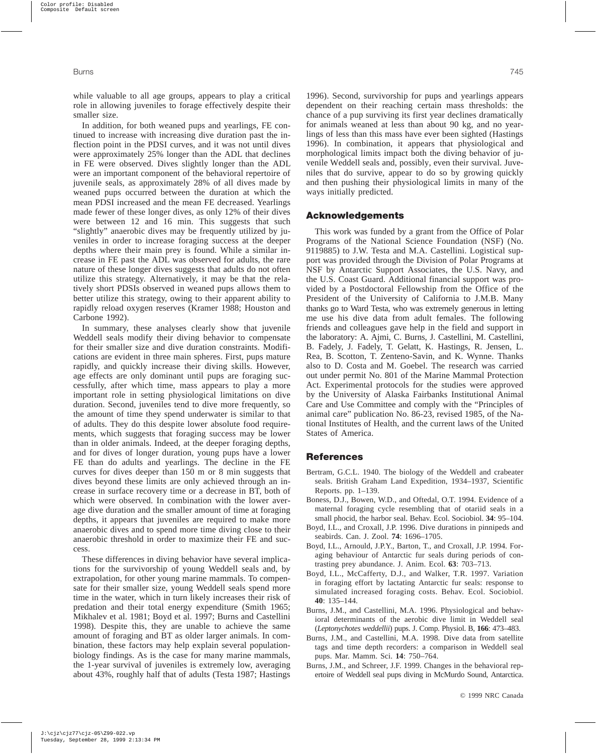while valuable to all age groups, appears to play a critical role in allowing juveniles to forage effectively despite their smaller size.

In addition, for both weaned pups and yearlings, FE continued to increase with increasing dive duration past the inflection point in the PDSI curves, and it was not until dives were approximately 25% longer than the ADL that declines in FE were observed. Dives slightly longer than the ADL were an important component of the behavioral repertoire of juvenile seals, as approximately 28% of all dives made by weaned pups occurred between the duration at which the mean PDSI increased and the mean FE decreased. Yearlings made fewer of these longer dives, as only 12% of their dives were between 12 and 16 min. This suggests that such "slightly" anaerobic dives may be frequently utilized by juveniles in order to increase foraging success at the deeper depths where their main prey is found. While a similar increase in FE past the ADL was observed for adults, the rare nature of these longer dives suggests that adults do not often utilize this strategy. Alternatively, it may be that the relatively short PDSIs observed in weaned pups allows them to better utilize this strategy, owing to their apparent ability to rapidly reload oxygen reserves (Kramer 1988; Houston and Carbone 1992).

In summary, these analyses clearly show that juvenile Weddell seals modify their diving behavior to compensate for their smaller size and dive duration constraints. Modifications are evident in three main spheres. First, pups mature rapidly, and quickly increase their diving skills. However, age effects are only dominant until pups are foraging successfully, after which time, mass appears to play a more important role in setting physiological limitations on dive duration. Second, juveniles tend to dive more frequently, so the amount of time they spend underwater is similar to that of adults. They do this despite lower absolute food requirements, which suggests that foraging success may be lower than in older animals. Indeed, at the deeper foraging depths, and for dives of longer duration, young pups have a lower FE than do adults and yearlings. The decline in the FE curves for dives deeper than 150 m or 8 min suggests that dives beyond these limits are only achieved through an increase in surface recovery time or a decrease in BT, both of which were observed. In combination with the lower average dive duration and the smaller amount of time at foraging depths, it appears that juveniles are required to make more anaerobic dives and to spend more time diving close to their anaerobic threshold in order to maximize their FE and success.

These differences in diving behavior have several implications for the survivorship of young Weddell seals and, by extrapolation, for other young marine mammals. To compensate for their smaller size, young Weddell seals spend more time in the water, which in turn likely increases their risk of predation and their total energy expenditure (Smith 1965; Mikhalev et al. 1981; Boyd et al. 1997; Burns and Castellini 1998). Despite this, they are unable to achieve the same amount of foraging and BT as older larger animals. In combination, these factors may help explain several population-biology findings. As is the case for many marine mammals, the 1-year survival of juveniles is extremely low, averaging about 43%, roughly half that of adults (Testa 1987; Hastings 1996). Second, survivorship for pups and yearlings appears dependent on their reaching certain mass thresholds: the chance of a pup surviving its first year declines dramatically for animals weaned at less than about 90 kg, and no yearlings of less than this mass have ever been sighted (Hastings 1996). In combination, it appears that physiological and morphological limits impact both the diving behavior of juvenile Weddell seals and, possibly, even their survival. Juveniles that do survive, appear to do so by growing quickly and then pushing their physiological limits in many of the ways initially predicted.

## Acknowledgements

This work was funded by a grant from the Office of Polar Programs of the National Science Foundation (NSF) (No. 9119885) to J.W. Testa and M.A. Castellini. Logistical support was provided through the Division of Polar Programs at NSF by Antarctic Support Associates, the U.S. Navy, and the U.S. Coast Guard. Additional financial support was provided by a Postdoctoral Fellowship from the Office of the President of the University of California to J.M.B. Many thanks go to Ward Testa, who was extremely generous in letting me use his dive data from adult females. The following friends and colleagues gave help in the field and support in the laboratory: A. Ajmi, C. Burns, J. Castellini, M. Castellini, B. Fadely, J. Fadely, T. Gelatt, K. Hastings, R. Jensen, L. Rea, B. Scotton, T. Zenteno-Savin, and K. Wynne. Thanks also to D. Costa and M. Goebel. The research was carried out under permit No. 801 of the Marine Mammal Protection Act. Experimental protocols for the studies were approved by the University of Alaska Fairbanks Institutional Animal Care and Use Committee and comply with the "Principles of animal care" publication No. 86-23, revised 1985, of the National Institutes of Health, and the current laws of the United States of America.

## References

Bertram, G.C.L. 1940. The biology of the Weddell and crabeater seals. British Graham Land Expedition, 1934–1937, Scientific Reports. pp. 1–139.

Boness, D.J., Bowen, W.D., and Oftedal, O.T. 1994. Evidence of a maternal foraging cycle resembling that of otariid seals in a small phocid, the harbor seal. Behav. Ecol. Sociobiol. **34**: 95–104.

Boyd, I.L., and Croxall, J.P. 1996. Dive durations in pinnipeds and seabirds. Can. J. Zool. **74**: 1696–1705.

Boyd, I.L., Arnould, J.P.Y., Barton, T., and Croxall, J.P. 1994. Foraging behaviour of Antarctic fur seals during periods of contrasting prey abundance. J. Anim. Ecol. **63**: 703–713.

Boyd, I.L., McCafferty, D.J., and Walker, T.R. 1997. Variation in foraging effort by lactating Antarctic fur seals: response to simulated increased foraging costs. Behav. Ecol. Sociobiol. **40**: 135–144.

Burns, J.M., and Castellini, M.A. 1996. Physiological and behavioral determinants of the aerobic dive limit in Weddell seal (*Leptonychotes weddellii*) pups. J. Comp. Physiol. B, **166**: 473–483.

Burns, J.M., and Castellini, M.A. 1998. Dive data from satellite tags and time depth recorders: a comparison in Weddell seal pups. Mar. Mamm. Sci. **14**: 750–764.

Burns, J.M., and Schreer, J.F. 1999. Changes in the behavioral repertoire of Weddell seal pups diving in McMurdo Sound, Antarctica.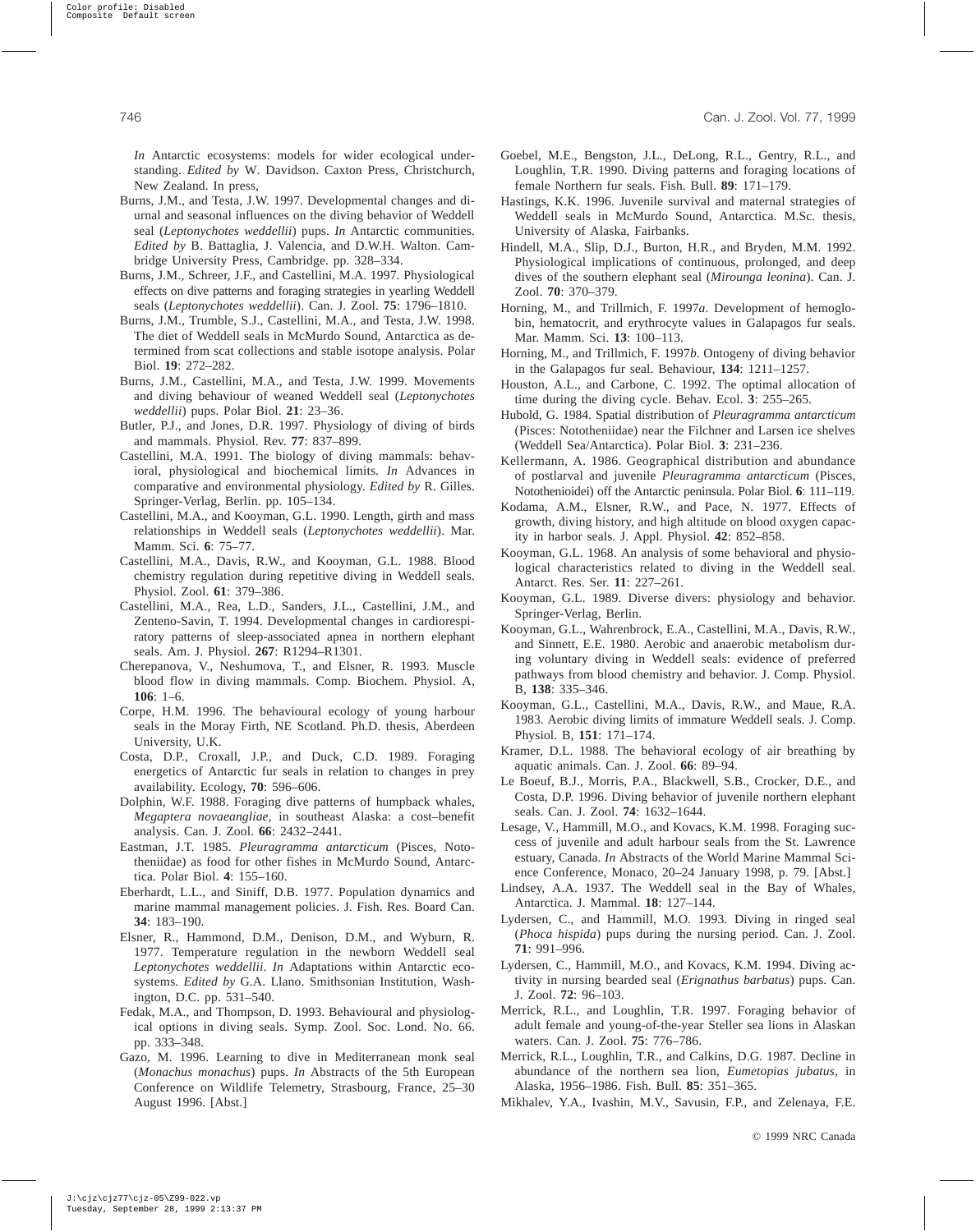*In* Antarctic ecosystems: models for wider ecological understanding. *Edited by* W. Davidson. Caxton Press, Christchurch, New Zealand. In press,

Burns, J.M., and Testa, J.W. 1997. Developmental changes and diurnal and seasonal influences on the diving behavior of Weddell seal (*Leptonychotes weddellii*) pups. *In* Antarctic communities. *Edited by* B. Battaglia, J. Valencia, and D.W.H. Walton. Cambridge University Press, Cambridge. pp. 328–334.

Burns, J.M., Schreer, J.F., and Castellini, M.A. 1997. Physiological effects on dive patterns and foraging strategies in yearling Weddell seals (*Leptonychotes weddellii*). Can. J. Zool. **75**: 1796–1810.

Burns, J.M., Trumble, S.J., Castellini, M.A., and Testa, J.W. 1998. The diet of Weddell seals in McMurdo Sound, Antarctica as determined from scat collections and stable isotope analysis. Polar Biol. **19**: 272–282.

Burns, J.M., Castellini, M.A., and Testa, J.W. 1999. Movements and diving behaviour of weaned Weddell seal (*Leptonychotes weddellii*) pups. Polar Biol. **21**: 23–36.

Butler, P.J., and Jones, D.R. 1997. Physiology of diving of birds and mammals. Physiol. Rev. **77**: 837–899.

Castellini, M.A. 1991. The biology of diving mammals: behavioral, physiological and biochemical limits. *In* Advances in comparative and environmental physiology. *Edited by* R. Gilles. Springer-Verlag, Berlin. pp. 105–134.

Castellini, M.A., and Kooyman, G.L. 1990. Length, girth and mass relationships in Weddell seals (*Leptonychotes weddellii*). Mar. Mamm. Sci. **6**: 75–77.

Castellini, M.A., Davis, R.W., and Kooyman, G.L. 1988. Blood chemistry regulation during repetitive diving in Weddell seals. Physiol. Zool. **61**: 379–386.

Castellini, M.A., Rea, L.D., Sanders, J.L., Castellini, J.M., and Zenteno-Savin, T. 1994. Developmental changes in cardiorespiratory patterns of sleep-associated apnea in northern elephant seals. Am. J. Physiol. **267**: R1294–R1301.

Cherepanova, V., Neshumova, T., and Elsner, R. 1993. Muscle blood flow in diving mammals. Comp. Biochem. Physiol. A, **106**: 1–6.

Corpe, H.M. 1996. The behavioural ecology of young harbour seals in the Moray Firth, NE Scotland. Ph.D. thesis, Aberdeen University, U.K.

Costa, D.P., Croxall, J.P., and Duck, C.D. 1989. Foraging energetics of Antarctic fur seals in relation to changes in prey availability. Ecology, **70**: 596–606.

Dolphin, W.F. 1988. Foraging dive patterns of humpback whales, *Megaptera novaeangliae*, in southeast Alaska: a cost–benefit analysis. Can. J. Zool. **66**: 2432–2441.

Eastman, J.T. 1985. *Pleuragramma antarcticum* (Pisces, Nototheniidae) as food for other fishes in McMurdo Sound, Antarctica. Polar Biol. **4**: 155–160.

Eberhardt, L.L., and Siniff, D.B. 1977. Population dynamics and marine mammal management policies. J. Fish. Res. Board Can. **34**: 183–190.

Elsner, R., Hammond, D.M., Denison, D.M., and Wyburn, R. 1977. Temperature regulation in the newborn Weddell seal *Leptonychotes weddellii*. *In* Adaptations within Antarctic ecosystems. *Edited by* G.A. Llano. Smithsonian Institution, Washington, D.C. pp. 531–540.

Fedak, M.A., and Thompson, D. 1993. Behavioural and physiological options in diving seals. Symp. Zool. Soc. Lond. No. 66. pp. 333–348.

Gazo, M. 1996. Learning to dive in Mediterranean monk seal (*Monachus monachus*) pups. *In* Abstracts of the 5th European Conference on Wildlife Telemetry, Strasbourg, France, 25–30 August 1996. [Abst.]

Goebel, M.E., Bengston, J.L., DeLong, R.L., Gentry, R.L., and Loughlin, T.R. 1990. Diving patterns and foraging locations of female Northern fur seals. Fish. Bull. **89**: 171–179.

Hastings, K.K. 1996. Juvenile survival and maternal strategies of Weddell seals in McMurdo Sound, Antarctica. M.Sc. thesis, University of Alaska, Fairbanks.

Hindell, M.A., Slip, D.J., Burton, H.R., and Bryden, M.M. 1992. Physiological implications of continuous, prolonged, and deep dives of the southern elephant seal (*Mirounga leonina*). Can. J. Zool. **70**: 370–379.

Horning, M., and Trillmich, F. 1997*a*. Development of hemoglobin, hematocrit, and erythrocyte values in Galapagos fur seals. Mar. Mamm. Sci. **13**: 100–113.

Horning, M., and Trillmich, F. 1997*b*. Ontogeny of diving behavior in the Galapagos fur seal. Behaviour, **134**: 1211–1257.

Houston, A.L., and Carbone, C. 1992. The optimal allocation of time during the diving cycle. Behav. Ecol. **3**: 255–265.

Hubold, G. 1984. Spatial distribution of *Pleuragramma antarcticum* (Pisces: Nototheniidae) near the Filchner and Larsen ice shelves (Weddell Sea/Antarctica). Polar Biol. **3**: 231–236.

Kellermann, A. 1986. Geographical distribution and abundance of postlarval and juvenile *Pleuragramma antarcticum* (Pisces, Notothenioidei) off the Antarctic peninsula. Polar Biol. **6**: 111–119.

Kodama, A.M., Elsner, R.W., and Pace, N. 1977. Effects of growth, diving history, and high altitude on blood oxygen capacity in harbor seals. J. Appl. Physiol. **42**: 852–858.

Kooyman, G.L. 1968. An analysis of some behavioral and physiological characteristics related to diving in the Weddell seal. Antarct. Res. Ser. **11**: 227–261.

Kooyman, G.L. 1989. Diverse divers: physiology and behavior. Springer-Verlag, Berlin.

Kooyman, G.L., Wahrenbrock, E.A., Castellini, M.A., Davis, R.W., and Sinnett, E.E. 1980. Aerobic and anaerobic metabolism during voluntary diving in Weddell seals: evidence of preferred pathways from blood chemistry and behavior. J. Comp. Physiol. B, **138**: 335–346.

Kooyman, G.L., Castellini, M.A., Davis, R.W., and Maue, R.A. 1983. Aerobic diving limits of immature Weddell seals. J. Comp. Physiol. B, **151**: 171–174.

Kramer, D.L. 1988. The behavioral ecology of air breathing by aquatic animals. Can. J. Zool. **66**: 89–94.

Le Boeuf, B.J., Morris, P.A., Blackwell, S.B., Crocker, D.E., and Costa, D.P. 1996. Diving behavior of juvenile northern elephant seals. Can. J. Zool. **74**: 1632–1644.

Lesage, V., Hammill, M.O., and Kovacs, K.M. 1998. Foraging success of juvenile and adult harbour seals from the St. Lawrence estuary, Canada. *In* Abstracts of the World Marine Mammal Science Conference, Monaco, 20–24 January 1998, p. 79. [Abst.]

Lindsey, A.A. 1937. The Weddell seal in the Bay of Whales, Antarctica. J. Mammal. **18**: 127–144.

Lydersen, C., and Hammill, M.O. 1993. Diving in ringed seal (*Phoca hispida*) pups during the nursing period. Can. J. Zool. **71**: 991–996.

Lydersen, C., Hammill, M.O., and Kovacs, K.M. 1994. Diving activity in nursing bearded seal (*Erignathus barbatus*) pups. Can. J. Zool. **72**: 96–103.

Merrick, R.L., and Loughlin, T.R. 1997. Foraging behavior of adult female and young-of-the-year Steller sea lions in Alaskan waters. Can. J. Zool. **75**: 776–786.

Merrick, R.L., Loughlin, T.R., and Calkins, D.G. 1987. Decline in abundance of the northern sea lion, *Eumetopias jubatus*, in Alaska, 1956–1986. Fish. Bull. **85**: 351–365.

Mikhalev, Y.A., Ivashin, M.V., Savusin, F.P., and Zelenaya, F.E.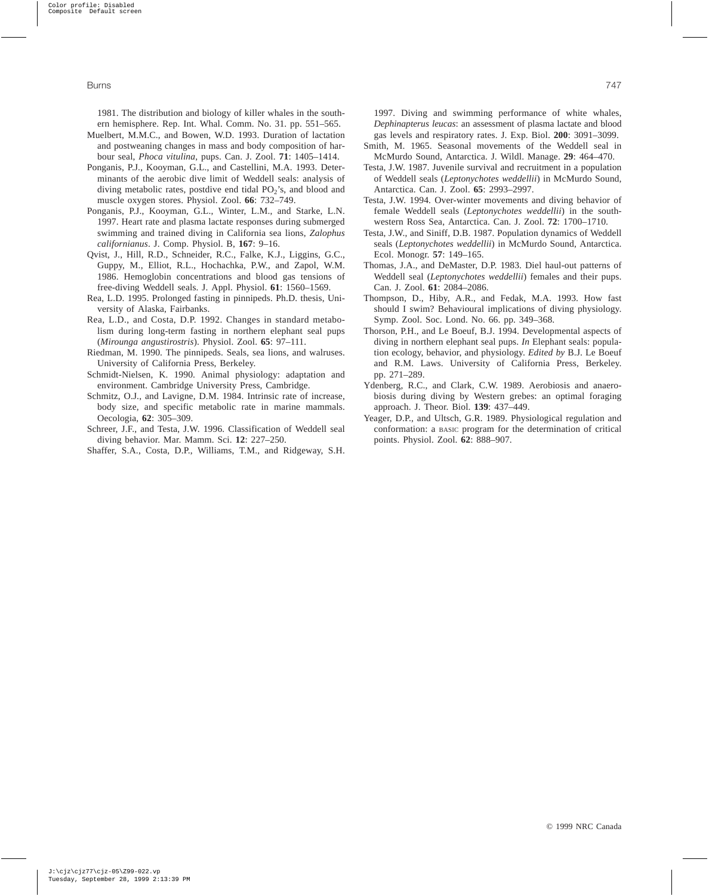1981. The distribution and biology of killer whales in the southern hemisphere. Rep. Int. Whal. Comm. No. 31. pp. 551–565.

Muelbert, M.M.C., and Bowen, W.D. 1993. Duration of lactation and postweaning changes in mass and body composition of harbour seal, *Phoca vitulina*, pups. Can. J. Zool. **71**: 1405–1414.

Ponganis, P.J., Kooyman, G.L., and Castellini, M.A. 1993. Determinants of the aerobic dive limit of Weddell seals: analysis of diving metabolic rates, postdive end tidal $PO_2$'s, and blood and muscle oxygen stores. Physiol. Zool. **66**: 732–749.

Ponganis, P.J., Kooyman, G.L., Winter, L.M., and Starke, L.N. 1997. Heart rate and plasma lactate responses during submerged swimming and trained diving in California sea lions, *Zalophus californianus*. J. Comp. Physiol. B, **167**: 9–16.

Qvist, J., Hill, R.D., Schneider, R.C., Falke, K.J., Liggins, G.C., Guppy, M., Elliot, R.L., Hochachka, P.W., and Zapol, W.M. 1986. Hemoglobin concentrations and blood gas tensions of free-diving Weddell seals. J. Appl. Physiol. **61**: 1560–1569.

Rea, L.D. 1995. Prolonged fasting in pinnipeds. Ph.D. thesis, University of Alaska, Fairbanks.

Rea, L.D., and Costa, D.P. 1992. Changes in standard metabolism during long-term fasting in northern elephant seal pups (*Mirounga angustirostris*). Physiol. Zool. **65**: 97–111.

Riedman, M. 1990. The pinnipeds. Seals, sea lions, and walruses. University of California Press, Berkeley.

Schmidt-Nielsen, K. 1990. Animal physiology: adaptation and environment. Cambridge University Press, Cambridge.

Schmitz, O.J., and Lavigne, D.M. 1984. Intrinsic rate of increase, body size, and specific metabolic rate in marine mammals. Oecologia, **62**: 305–309.

Schreer, J.F., and Testa, J.W. 1996. Classification of Weddell seal diving behavior. Mar. Mamm. Sci. **12**: 227–250.

Shaffer, S.A., Costa, D.P., Williams, T.M., and Ridgeway, S.H. 1997. Diving and swimming performance of white whales, *Dephinapterus leucas*: an assessment of plasma lactate and blood gas levels and respiratory rates. J. Exp. Biol. **200**: 3091–3099.

Smith, M. 1965. Seasonal movements of the Weddell seal in McMurdo Sound, Antarctica. J. Wildl. Manage. **29**: 464–470.

Testa, J.W. 1987. Juvenile survival and recruitment in a population of Weddell seals (*Leptonychotes weddellii*) in McMurdo Sound, Antarctica. Can. J. Zool. **65**: 2993–2997.

Testa, J.W. 1994. Over-winter movements and diving behavior of female Weddell seals (*Leptonychotes weddellii*) in the southwestern Ross Sea, Antarctica. Can. J. Zool. **72**: 1700–1710.

Testa, J.W., and Siniff, D.B. 1987. Population dynamics of Weddell seals (*Leptonychotes weddellii*) in McMurdo Sound, Antarctica. Ecol. Monogr. **57**: 149–165.

Thomas, J.A., and DeMaster, D.P. 1983. Diel haul-out patterns of Weddell seal (*Leptonychotes weddellii*) females and their pups. Can. J. Zool. **61**: 2084–2086.

Thompson, D., Hiby, A.R., and Fedak, M.A. 1993. How fast should I swim? Behavioural implications of diving physiology. Symp. Zool. Soc. Lond. No. 66. pp. 349–368.

Thorson, P.H., and Le Boeuf, B.J. 1994. Developmental aspects of diving in northern elephant seal pups. *In* Elephant seals: population ecology, behavior, and physiology. *Edited by* B.J. Le Boeuf and R.M. Laws. University of California Press, Berkeley. pp. 271–289.

Ydenberg, R.C., and Clark, C.W. 1989. Aerobiosis and anaerobiosis during diving by Western grebes: an optimal foraging approach. J. Theor. Biol. **139**: 437–449.

Yeager, D.P., and Ultsch, G.R. 1989. Physiological regulation and conformation: a BASIC program for the determination of critical points. Physiol. Zool. **62**: 888–907.